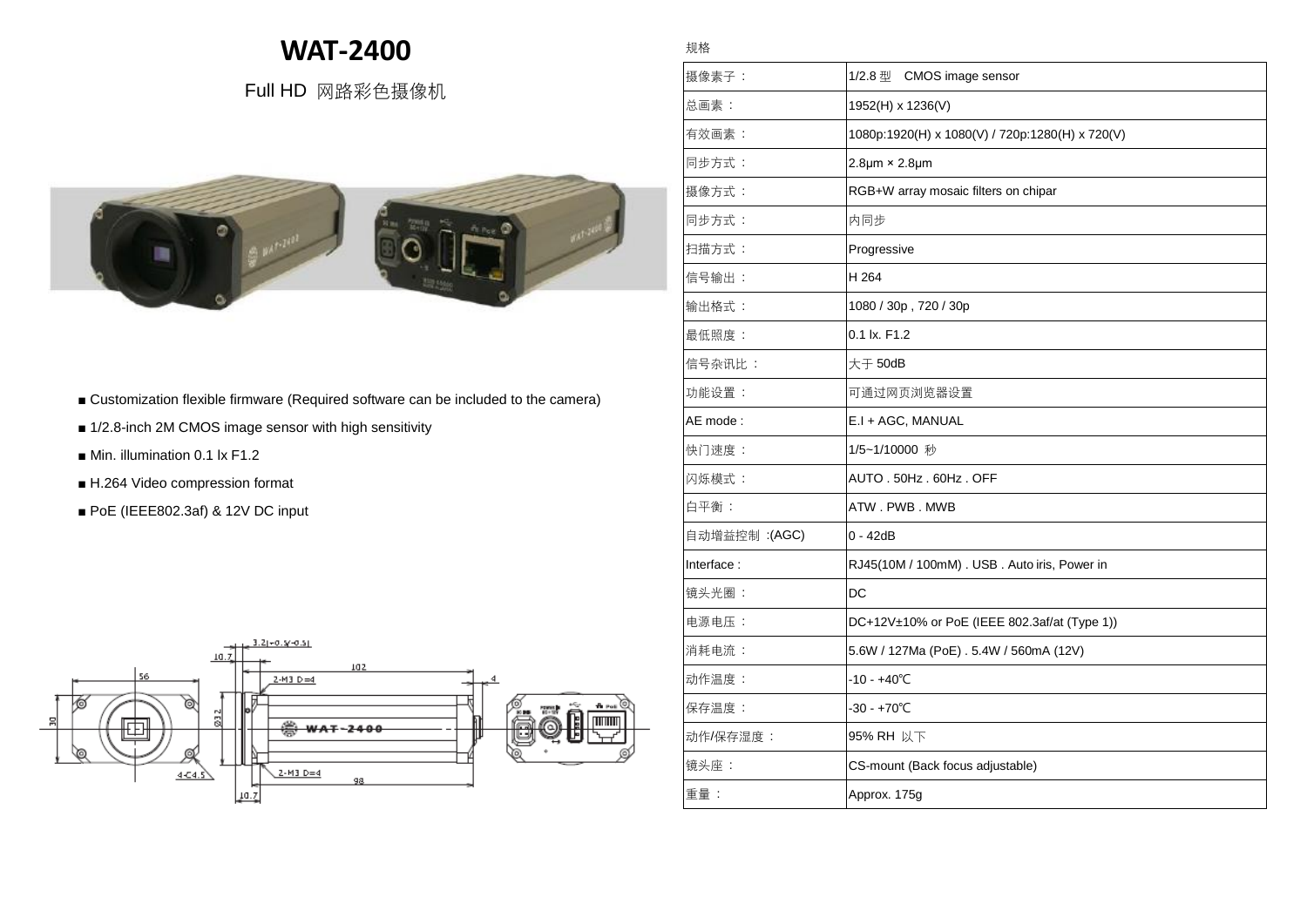# WAT-2400

Full HD 网路彩色摄像机

- ■ Customization flexible firmware (Required software can be included to the camera)
- ■ 1/2.8-inch 2M CMOS image sensor with high sensitivity
- ■ Min. illumination 0.1 lx F1.2
- ■ H.264 Video compression format
- ■ PoE (IEEE802.3af) & 12V DC input

规格

| | |
|---|---|
| 摄像素子： | 1/2.8 型 CMOS image sensor |
| 总画素： | 1952(H) x 1236(V) |
| 有效画素： | 1080p:1920(H) x 1080(V) / 720p:1280(H) x 720(V) |
| 同步方式： | 2.8μm × 2.8μm |
| 摄像方式： | RGB+W array mosaic filters on chipar |
| 同步方式： | 内同步 |
| 扫描方式： | Progressive |
| 信号输出： | H 264 |
| 输出格式： | 1080 / 30p , 720 / 30p |
| 最低照度： | 0.1 lx. F1.2 |
| 信号杂讯比： | 大于 50dB |
| 功能设置： | 可通过网页浏览器设置 |
| AE mode : | E.I + AGC, MANUAL |
| 快门速度： | 1/5~1/10000 秒 |
| 闪烁模式： | AUTO . 50Hz . 60Hz . OFF |
| 白平衡： | ATW . PWB . MWB |
| 自动增益控制 :(AGC) | 0 - 42dB |
| Interface : | RJ45(10M / 100mM) . USB . Auto iris, Power in |
| 镜头光圈： | DC |
| 电源电压： | DC+12V±10% or PoE (IEEE 802.3af/at (Type 1)) |
| 消耗电流： | 5.6W / 127Ma (PoE) . 5.4W / 560mA (12V) |
| 动作温度： | -10 - +40℃ |
| 保存温度： | -30 - +70℃ |
| 动作/保存湿度： | 95% RH 以下 |
| 镜头座： | CS-mount (Back focus adjustable) |
| 重量： | Approx. 175g |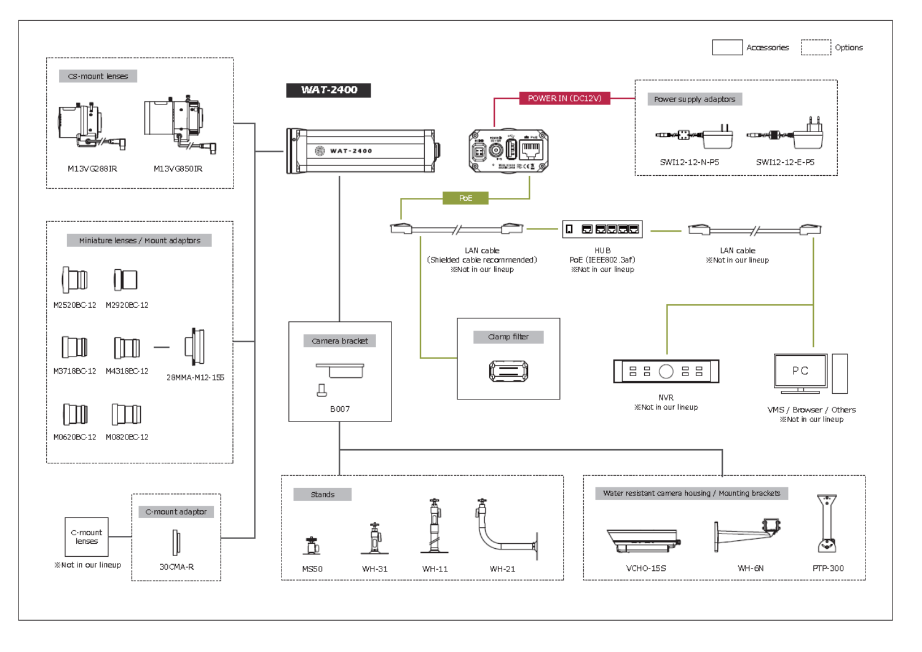Accessories
Options

WAT-2400

CS-mount lenses

M13VG288IR
M13VG850IR

Miniature lenses / Mount adaptors

M2520BC-12
M2920BC-12
M3718BC-12
M4318BC-12
28MMA-M12-155
M0620BC-12
M0820BC-12

C-mount lenses
※Not in our lineup

C-mount adaptor

30CMA-R

POWER IN (DC12V)

Power supply adaptors

SWI12-12-N-P5
SWI12-12-E-P5

PoE

LAN cable
(Shielded cable recommended)
※Not in our lineup

HUB
PoE (IEEE802.3af)
※Not in our lineup

LAN cable
※Not in our lineup

Camera bracket

B007

Clamp filter

NVR
※Not in our lineup

PC

VMS / Browser / Others
※Not in our lineup

Stands

MS50
WH-31
WH-11
WH-21

Water resistant camera housing / Mounting brackets

VCHO-15S
WH-6N
PTP-300